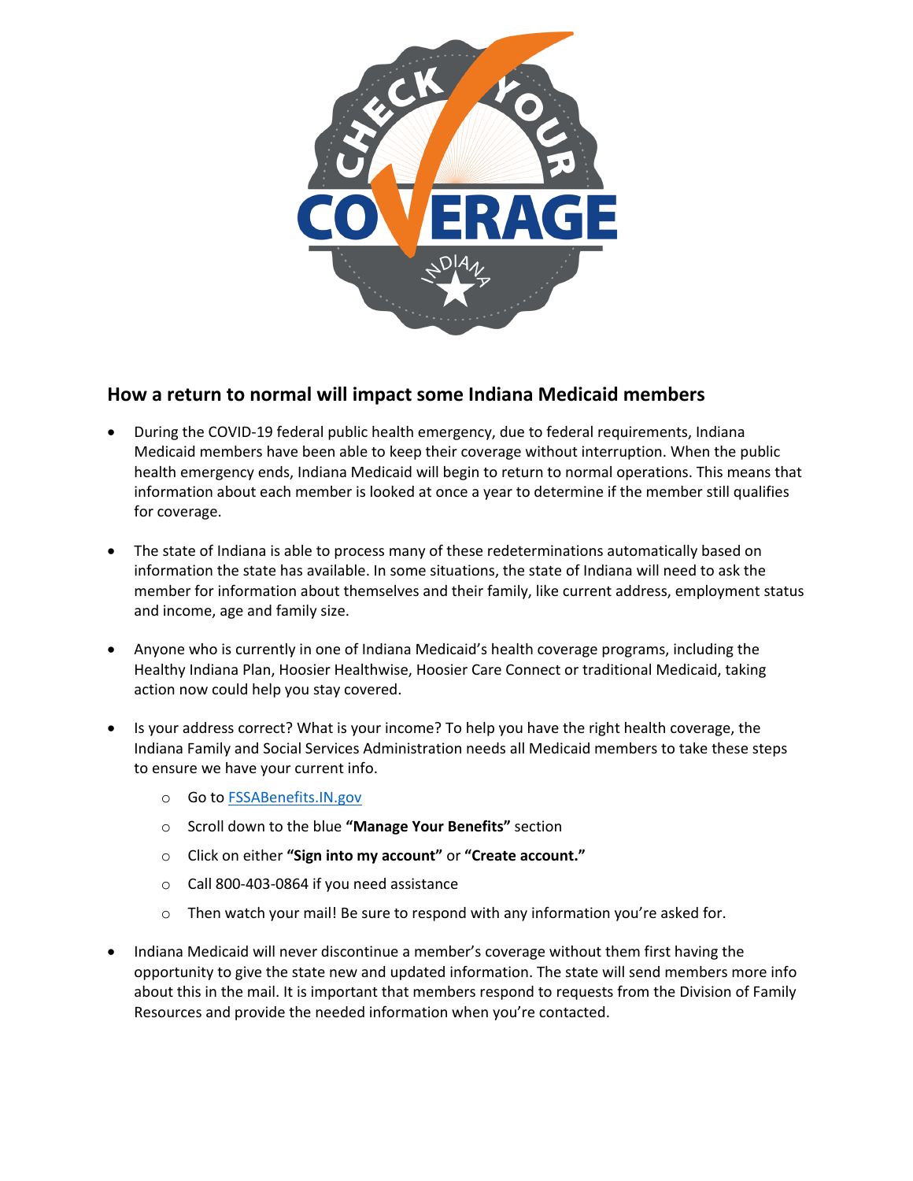## How a return to normal will impact some Indiana Medicaid members

- During the COVID-19 federal public health emergency, due to federal requirements, Indiana Medicaid members have been able to keep their coverage without interruption. When the public health emergency ends, Indiana Medicaid will begin to return to normal operations. This means that information about each member is looked at once a year to determine if the member still qualifies for coverage.

- The state of Indiana is able to process many of these redeterminations automatically based on information the state has available. In some situations, the state of Indiana will need to ask the member for information about themselves and their family, like current address, employment status and income, age and family size.

- Anyone who is currently in one of Indiana Medicaid's health coverage programs, including the Healthy Indiana Plan, Hoosier Healthwise, Hoosier Care Connect or traditional Medicaid, taking action now could help you stay covered.

- Is your address correct? What is your income? To help you have the right health coverage, the Indiana Family and Social Services Administration needs all Medicaid members to take these steps to ensure we have your current info.
  - Go to FSSABenefits.IN.gov
  - Scroll down to the blue **"Manage Your Benefits"** section
  - Click on either **"Sign into my account"** or **"Create account."**
  - Call 800-403-0864 if you need assistance
  - Then watch your mail! Be sure to respond with any information you're asked for.

- Indiana Medicaid will never discontinue a member's coverage without them first having the opportunity to give the state new and updated information. The state will send members more info about this in the mail. It is important that members respond to requests from the Division of Family Resources and provide the needed information when you're contacted.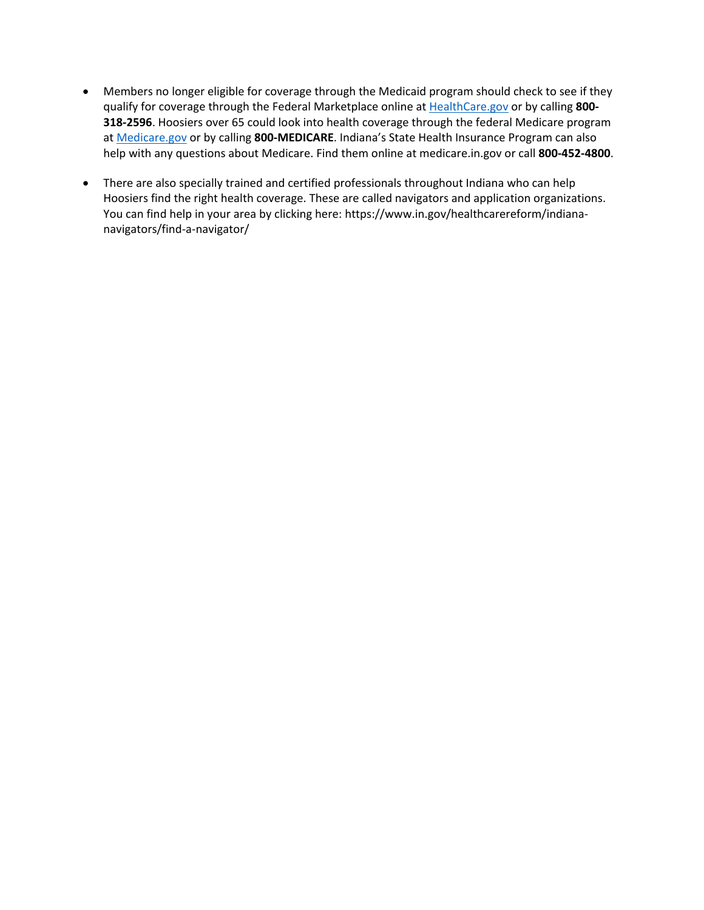- Members no longer eligible for coverage through the Medicaid program should check to see if they qualify for coverage through the Federal Marketplace online at [HealthCare.gov](https://www.healthcare.gov) or by calling **800-318-2596**. Hoosiers over 65 could look into health coverage through the federal Medicare program at [Medicare.gov](https://www.medicare.gov) or by calling **800-MEDICARE**. Indiana's State Health Insurance Program can also help with any questions about Medicare. Find them online at medicare.in.gov or call **800-452-4800**.

- There are also specially trained and certified professionals throughout Indiana who can help Hoosiers find the right health coverage. These are called navigators and application organizations. You can find help in your area by clicking here: https://www.in.gov/healthcarereform/indiana-navigators/find-a-navigator/